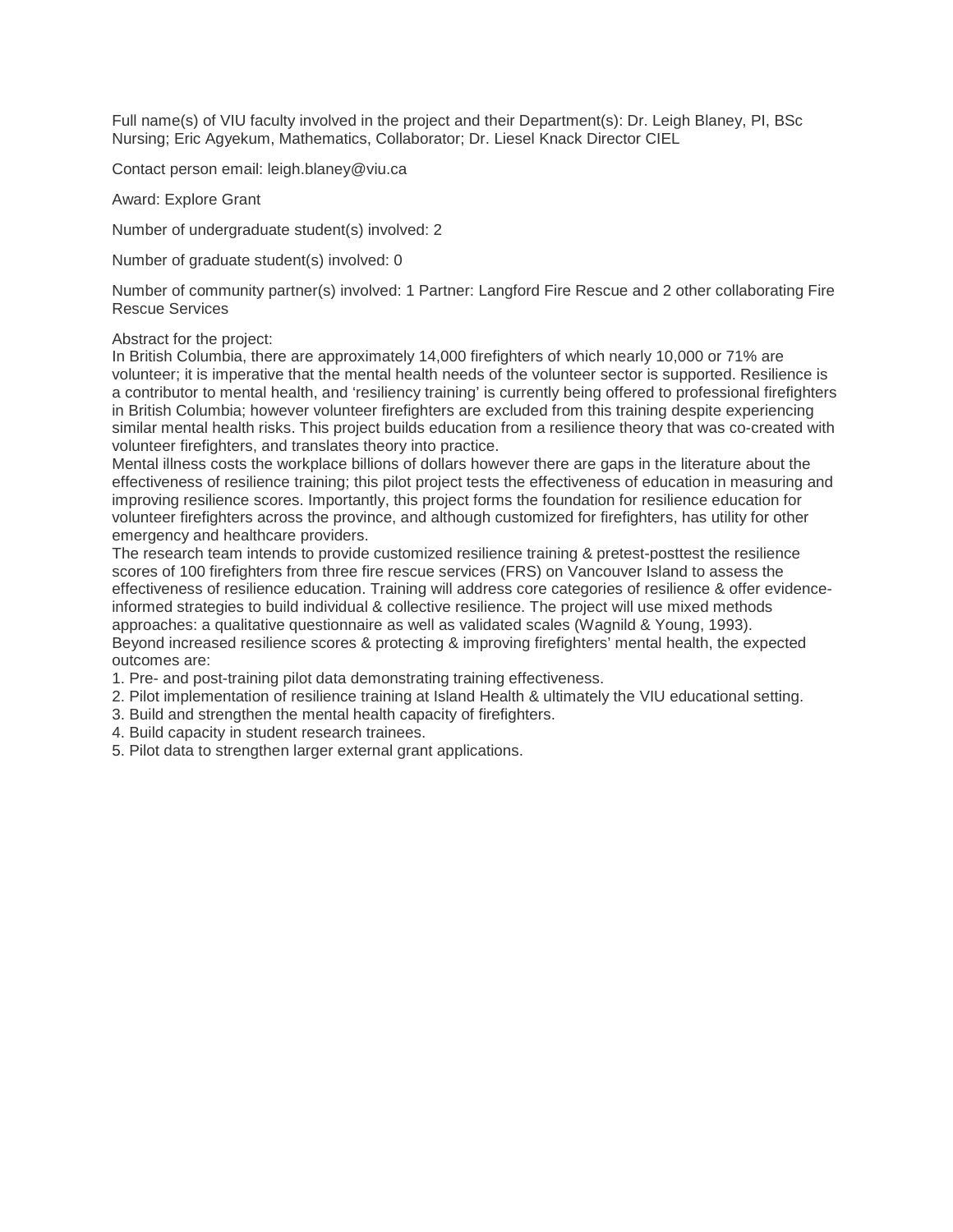Full name(s) of VIU faculty involved in the project and their Department(s): Dr. Leigh Blaney, PI, BSc Nursing; Eric Agyekum, Mathematics, Collaborator; Dr. Liesel Knack Director CIEL

Contact person email: leigh.blaney@viu.ca

Award: Explore Grant

Number of undergraduate student(s) involved: 2

Number of graduate student(s) involved: 0

Number of community partner(s) involved: 1 Partner: Langford Fire Rescue and 2 other collaborating Fire Rescue Services

Abstract for the project:
In British Columbia, there are approximately 14,000 firefighters of which nearly 10,000 or 71% are volunteer; it is imperative that the mental health needs of the volunteer sector is supported. Resilience is a contributor to mental health, and 'resiliency training' is currently being offered to professional firefighters in British Columbia; however volunteer firefighters are excluded from this training despite experiencing similar mental health risks. This project builds education from a resilience theory that was co-created with volunteer firefighters, and translates theory into practice.
Mental illness costs the workplace billions of dollars however there are gaps in the literature about the effectiveness of resilience training; this pilot project tests the effectiveness of education in measuring and improving resilience scores. Importantly, this project forms the foundation for resilience education for volunteer firefighters across the province, and although customized for firefighters, has utility for other emergency and healthcare providers.
The research team intends to provide customized resilience training & pretest-posttest the resilience scores of 100 firefighters from three fire rescue services (FRS) on Vancouver Island to assess the effectiveness of resilience education. Training will address core categories of resilience & offer evidence-informed strategies to build individual & collective resilience. The project will use mixed methods approaches: a qualitative questionnaire as well as validated scales (Wagnild & Young, 1993).
Beyond increased resilience scores & protecting & improving firefighters' mental health, the expected outcomes are:

1. Pre- and post-training pilot data demonstrating training effectiveness.
2. Pilot implementation of resilience training at Island Health & ultimately the VIU educational setting.
3. Build and strengthen the mental health capacity of firefighters.
4. Build capacity in student research trainees.
5. Pilot data to strengthen larger external grant applications.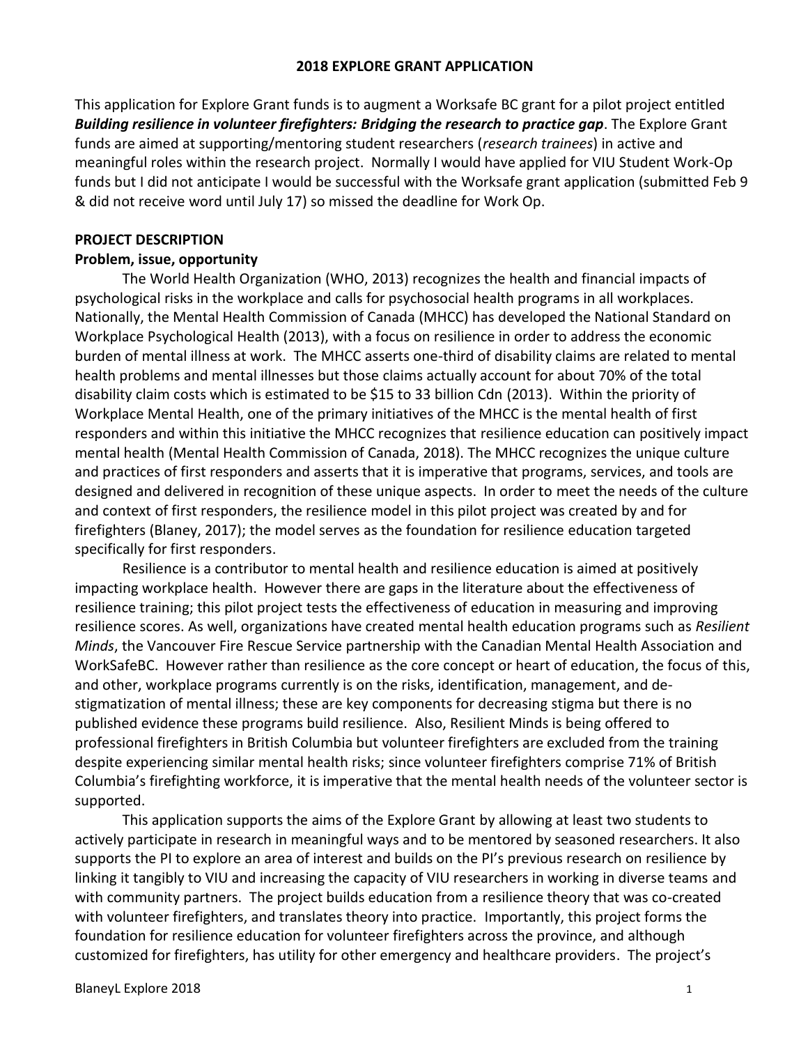**2018 EXPLORE GRANT APPLICATION**

This application for Explore Grant funds is to augment a Worksafe BC grant for a pilot project entitled ***Building resilience in volunteer firefighters: Bridging the research to practice gap***. The Explore Grant funds are aimed at supporting/mentoring student researchers (*research trainees*) in active and meaningful roles within the research project. Normally I would have applied for VIU Student Work-Op funds but I did not anticipate I would be successful with the Worksafe grant application (submitted Feb 9 & did not receive word until July 17) so missed the deadline for Work Op.

## PROJECT DESCRIPTION

### Problem, issue, opportunity

The World Health Organization (WHO, 2013) recognizes the health and financial impacts of psychological risks in the workplace and calls for psychosocial health programs in all workplaces. Nationally, the Mental Health Commission of Canada (MHCC) has developed the National Standard on Workplace Psychological Health (2013), with a focus on resilience in order to address the economic burden of mental illness at work. The MHCC asserts one-third of disability claims are related to mental health problems and mental illnesses but those claims actually account for about 70% of the total disability claim costs which is estimated to be $15 to 33 billion Cdn (2013). Within the priority of Workplace Mental Health, one of the primary initiatives of the MHCC is the mental health of first responders and within this initiative the MHCC recognizes that resilience education can positively impact mental health (Mental Health Commission of Canada, 2018). The MHCC recognizes the unique culture and practices of first responders and asserts that it is imperative that programs, services, and tools are designed and delivered in recognition of these unique aspects. In order to meet the needs of the culture and context of first responders, the resilience model in this pilot project was created by and for firefighters (Blaney, 2017); the model serves as the foundation for resilience education targeted specifically for first responders.

Resilience is a contributor to mental health and resilience education is aimed at positively impacting workplace health. However there are gaps in the literature about the effectiveness of resilience training; this pilot project tests the effectiveness of education in measuring and improving resilience scores. As well, organizations have created mental health education programs such as *Resilient Minds*, the Vancouver Fire Rescue Service partnership with the Canadian Mental Health Association and WorkSafeBC. However rather than resilience as the core concept or heart of education, the focus of this, and other, workplace programs currently is on the risks, identification, management, and de-stigmatization of mental illness; these are key components for decreasing stigma but there is no published evidence these programs build resilience. Also, Resilient Minds is being offered to professional firefighters in British Columbia but volunteer firefighters are excluded from the training despite experiencing similar mental health risks; since volunteer firefighters comprise 71% of British Columbia's firefighting workforce, it is imperative that the mental health needs of the volunteer sector is supported.

This application supports the aims of the Explore Grant by allowing at least two students to actively participate in research in meaningful ways and to be mentored by seasoned researchers. It also supports the PI to explore an area of interest and builds on the PI's previous research on resilience by linking it tangibly to VIU and increasing the capacity of VIU researchers in working in diverse teams and with community partners. The project builds education from a resilience theory that was co-created with volunteer firefighters, and translates theory into practice. Importantly, this project forms the foundation for resilience education for volunteer firefighters across the province, and although customized for firefighters, has utility for other emergency and healthcare providers. The project's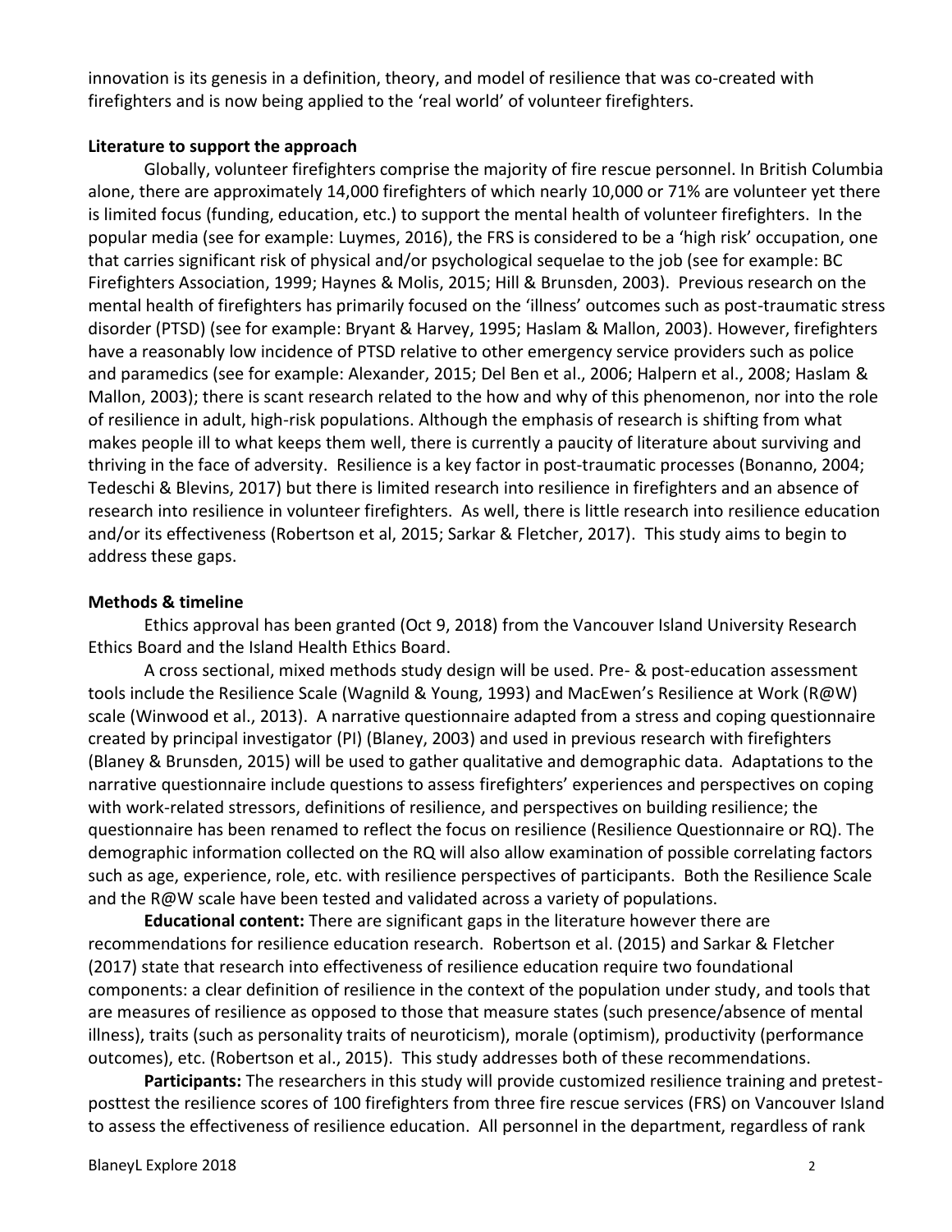innovation is its genesis in a definition, theory, and model of resilience that was co-created with firefighters and is now being applied to the 'real world' of volunteer firefighters.

**Literature to support the approach**

Globally, volunteer firefighters comprise the majority of fire rescue personnel. In British Columbia alone, there are approximately 14,000 firefighters of which nearly 10,000 or 71% are volunteer yet there is limited focus (funding, education, etc.) to support the mental health of volunteer firefighters. In the popular media (see for example: Luymes, 2016), the FRS is considered to be a 'high risk' occupation, one that carries significant risk of physical and/or psychological sequelae to the job (see for example: BC Firefighters Association, 1999; Haynes & Molis, 2015; Hill & Brunsden, 2003). Previous research on the mental health of firefighters has primarily focused on the 'illness' outcomes such as post-traumatic stress disorder (PTSD) (see for example: Bryant & Harvey, 1995; Haslam & Mallon, 2003). However, firefighters have a reasonably low incidence of PTSD relative to other emergency service providers such as police and paramedics (see for example: Alexander, 2015; Del Ben et al., 2006; Halpern et al., 2008; Haslam & Mallon, 2003); there is scant research related to the how and why of this phenomenon, nor into the role of resilience in adult, high-risk populations. Although the emphasis of research is shifting from what makes people ill to what keeps them well, there is currently a paucity of literature about surviving and thriving in the face of adversity. Resilience is a key factor in post-traumatic processes (Bonanno, 2004; Tedeschi & Blevins, 2017) but there is limited research into resilience in firefighters and an absence of research into resilience in volunteer firefighters. As well, there is little research into resilience education and/or its effectiveness (Robertson et al, 2015; Sarkar & Fletcher, 2017). This study aims to begin to address these gaps.

**Methods & timeline**

Ethics approval has been granted (Oct 9, 2018) from the Vancouver Island University Research Ethics Board and the Island Health Ethics Board.

A cross sectional, mixed methods study design will be used. Pre- & post-education assessment tools include the Resilience Scale (Wagnild & Young, 1993) and MacEwen's Resilience at Work (R@W) scale (Winwood et al., 2013). A narrative questionnaire adapted from a stress and coping questionnaire created by principal investigator (PI) (Blaney, 2003) and used in previous research with firefighters (Blaney & Brunsden, 2015) will be used to gather qualitative and demographic data. Adaptations to the narrative questionnaire include questions to assess firefighters' experiences and perspectives on coping with work-related stressors, definitions of resilience, and perspectives on building resilience; the questionnaire has been renamed to reflect the focus on resilience (Resilience Questionnaire or RQ). The demographic information collected on the RQ will also allow examination of possible correlating factors such as age, experience, role, etc. with resilience perspectives of participants. Both the Resilience Scale and the R@W scale have been tested and validated across a variety of populations.

**Educational content:** There are significant gaps in the literature however there are recommendations for resilience education research. Robertson et al. (2015) and Sarkar & Fletcher (2017) state that research into effectiveness of resilience education require two foundational components: a clear definition of resilience in the context of the population under study, and tools that are measures of resilience as opposed to those that measure states (such presence/absence of mental illness), traits (such as personality traits of neuroticism), morale (optimism), productivity (performance outcomes), etc. (Robertson et al., 2015). This study addresses both of these recommendations.

**Participants:** The researchers in this study will provide customized resilience training and pretest-posttest the resilience scores of 100 firefighters from three fire rescue services (FRS) on Vancouver Island to assess the effectiveness of resilience education. All personnel in the department, regardless of rank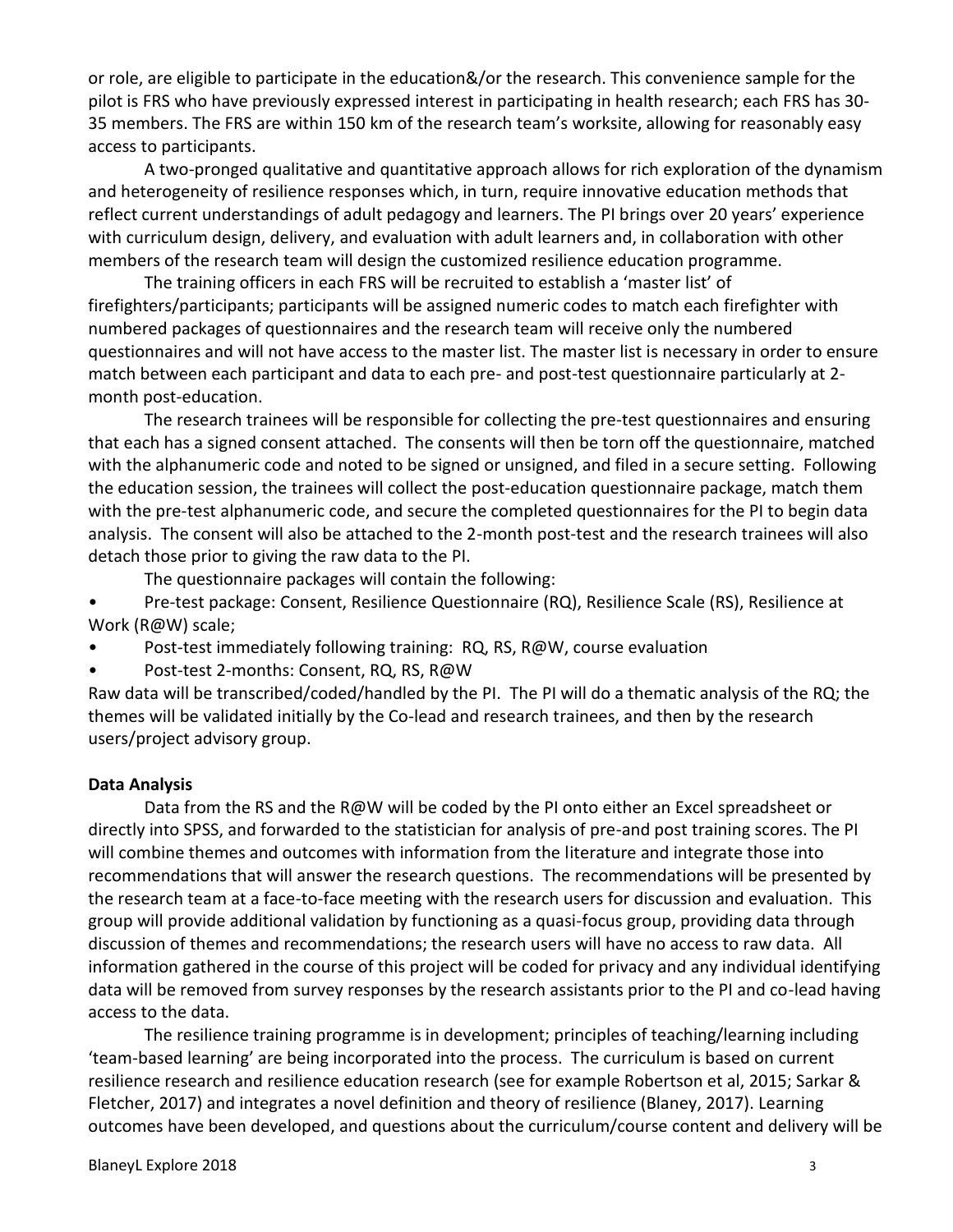or role, are eligible to participate in the education&/or the research. This convenience sample for the pilot is FRS who have previously expressed interest in participating in health research; each FRS has 30-35 members. The FRS are within 150 km of the research team's worksite, allowing for reasonably easy access to participants.

A two-pronged qualitative and quantitative approach allows for rich exploration of the dynamism and heterogeneity of resilience responses which, in turn, require innovative education methods that reflect current understandings of adult pedagogy and learners. The PI brings over 20 years' experience with curriculum design, delivery, and evaluation with adult learners and, in collaboration with other members of the research team will design the customized resilience education programme.

The training officers in each FRS will be recruited to establish a 'master list' of firefighters/participants; participants will be assigned numeric codes to match each firefighter with numbered packages of questionnaires and the research team will receive only the numbered questionnaires and will not have access to the master list. The master list is necessary in order to ensure match between each participant and data to each pre- and post-test questionnaire particularly at 2-month post-education.

The research trainees will be responsible for collecting the pre-test questionnaires and ensuring that each has a signed consent attached. The consents will then be torn off the questionnaire, matched with the alphanumeric code and noted to be signed or unsigned, and filed in a secure setting. Following the education session, the trainees will collect the post-education questionnaire package, match them with the pre-test alphanumeric code, and secure the completed questionnaires for the PI to begin data analysis. The consent will also be attached to the 2-month post-test and the research trainees will also detach those prior to giving the raw data to the PI.

The questionnaire packages will contain the following:

- Pre-test package: Consent, Resilience Questionnaire (RQ), Resilience Scale (RS), Resilience at Work (R@W) scale;
- Post-test immediately following training: RQ, RS, R@W, course evaluation
- Post-test 2-months: Consent, RQ, RS, R@W

Raw data will be transcribed/coded/handled by the PI. The PI will do a thematic analysis of the RQ; the themes will be validated initially by the Co-lead and research trainees, and then by the research users/project advisory group.

**Data Analysis**

Data from the RS and the R@W will be coded by the PI onto either an Excel spreadsheet or directly into SPSS, and forwarded to the statistician for analysis of pre-and post training scores. The PI will combine themes and outcomes with information from the literature and integrate those into recommendations that will answer the research questions. The recommendations will be presented by the research team at a face-to-face meeting with the research users for discussion and evaluation. This group will provide additional validation by functioning as a quasi-focus group, providing data through discussion of themes and recommendations; the research users will have no access to raw data. All information gathered in the course of this project will be coded for privacy and any individual identifying data will be removed from survey responses by the research assistants prior to the PI and co-lead having access to the data.

The resilience training programme is in development; principles of teaching/learning including 'team-based learning' are being incorporated into the process. The curriculum is based on current resilience research and resilience education research (see for example Robertson et al, 2015; Sarkar & Fletcher, 2017) and integrates a novel definition and theory of resilience (Blaney, 2017). Learning outcomes have been developed, and questions about the curriculum/course content and delivery will be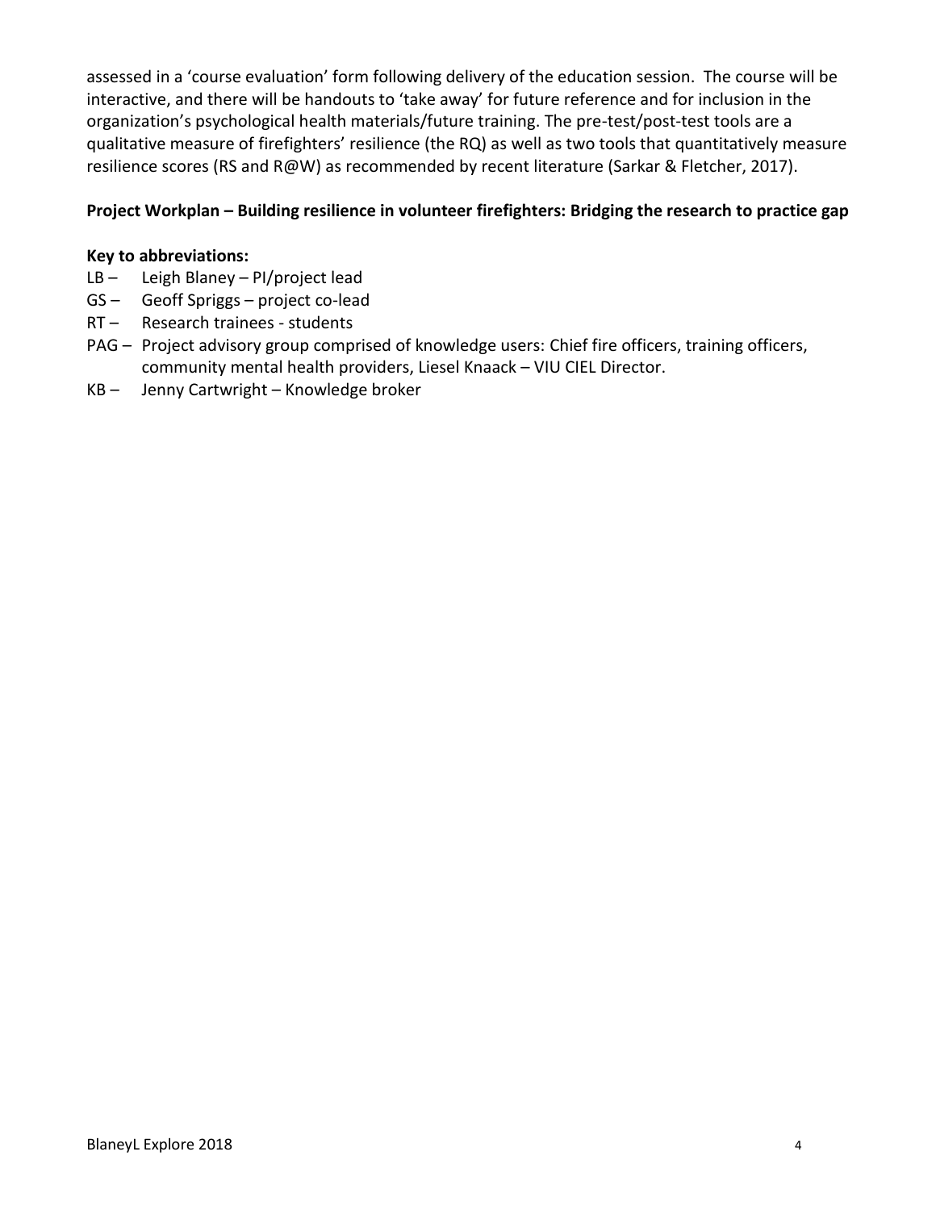assessed in a 'course evaluation' form following delivery of the education session. The course will be interactive, and there will be handouts to 'take away' for future reference and for inclusion in the organization's psychological health materials/future training. The pre-test/post-test tools are a qualitative measure of firefighters' resilience (the RQ) as well as two tools that quantitatively measure resilience scores (RS and R@W) as recommended by recent literature (Sarkar & Fletcher, 2017).

**Project Workplan – Building resilience in volunteer firefighters: Bridging the research to practice gap**

**Key to abbreviations:**

- LB – Leigh Blaney – PI/project lead
- GS – Geoff Spriggs – project co-lead
- RT – Research trainees - students
- PAG – Project advisory group comprised of knowledge users: Chief fire officers, training officers, community mental health providers, Liesel Knaack – VIU CIEL Director.
- KB – Jenny Cartwright – Knowledge broker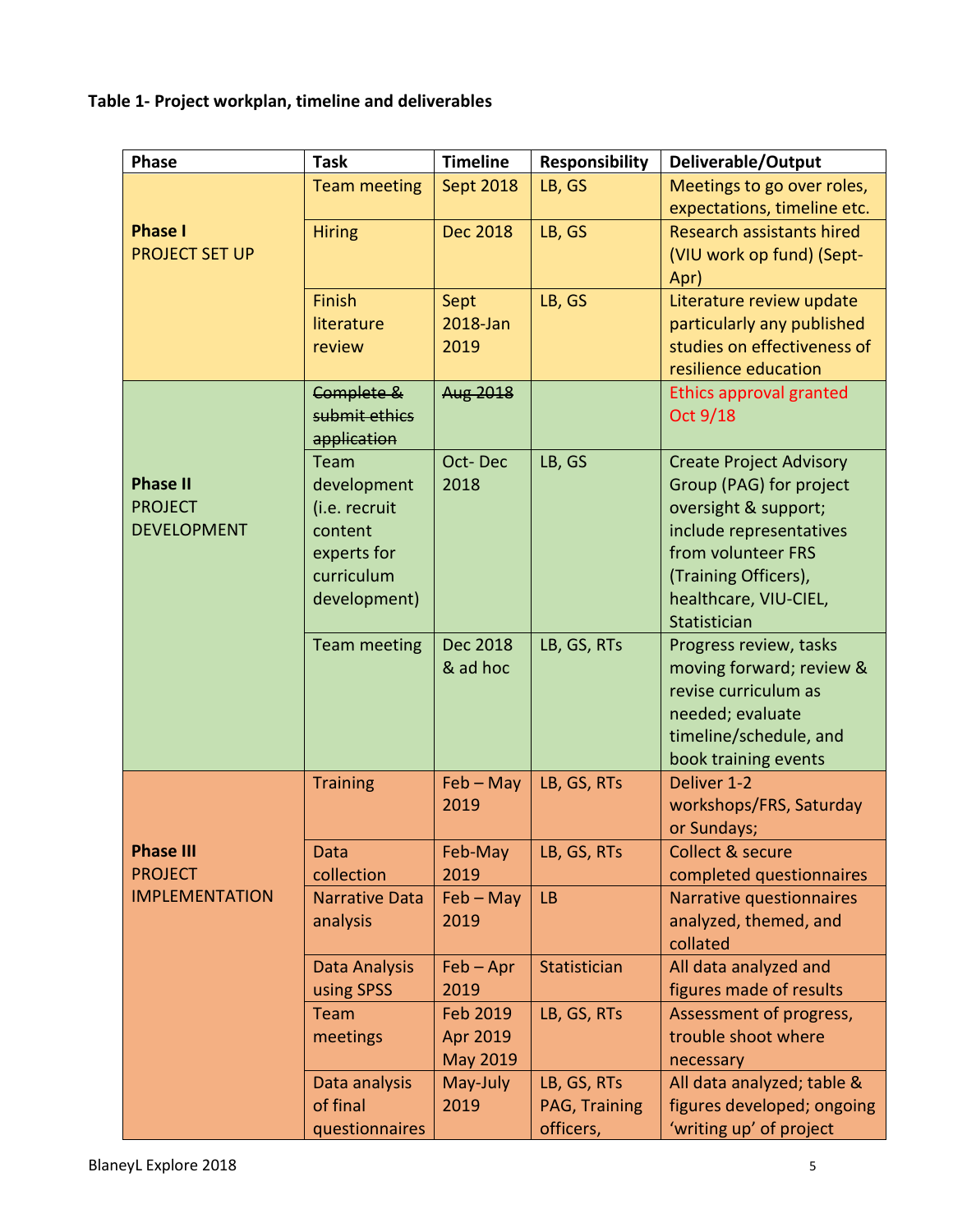**Table 1- Project workplan, timeline and deliverables**

| Phase | Task | Timeline | Responsibility | Deliverable/Output |
|---|---|---|---|---|
| **Phase I** PROJECT SET UP | Team meeting | Sept 2018 | LB, GS | Meetings to go over roles, expectations, timeline etc. |
| | Hiring | Dec 2018 | LB, GS | Research assistants hired (VIU work op fund) (Sept-Apr) |
| | Finish literature review | Sept 2018-Jan 2019 | LB, GS | Literature review update particularly any published studies on effectiveness of resilience education |
| **Phase II** PROJECT DEVELOPMENT | ~~Complete & submit ethics application~~ | ~~Aug 2018~~ | | Ethics approval granted Oct 9/18 |
| | Team development (i.e. recruit content experts for curriculum development) | Oct- Dec 2018 | LB, GS | Create Project Advisory Group (PAG) for project oversight & support; include representatives from volunteer FRS (Training Officers), healthcare, VIU-CIEL, Statistician |
| | Team meeting | Dec 2018 & ad hoc | LB, GS, RTs | Progress review, tasks moving forward; review & revise curriculum as needed; evaluate timeline/schedule, and book training events |
| **Phase III** PROJECT IMPLEMENTATION | Training | Feb – May 2019 | LB, GS, RTs | Deliver 1-2 workshops/FRS, Saturday or Sundays; |
| | Data collection | Feb-May 2019 | LB, GS, RTs | Collect & secure completed questionnaires |
| | Narrative Data analysis | Feb – May 2019 | LB | Narrative questionnaires analyzed, themed, and collated |
| | Data Analysis using SPSS | Feb – Apr 2019 | Statistician | All data analyzed and figures made of results |
| | Team meetings | Feb 2019 Apr 2019 May 2019 | LB, GS, RTs | Assessment of progress, trouble shoot where necessary |
| | Data analysis of final questionnaires | May-July 2019 | LB, GS, RTs PAG, Training officers, | All data analyzed; table & figures developed; ongoing 'writing up' of project |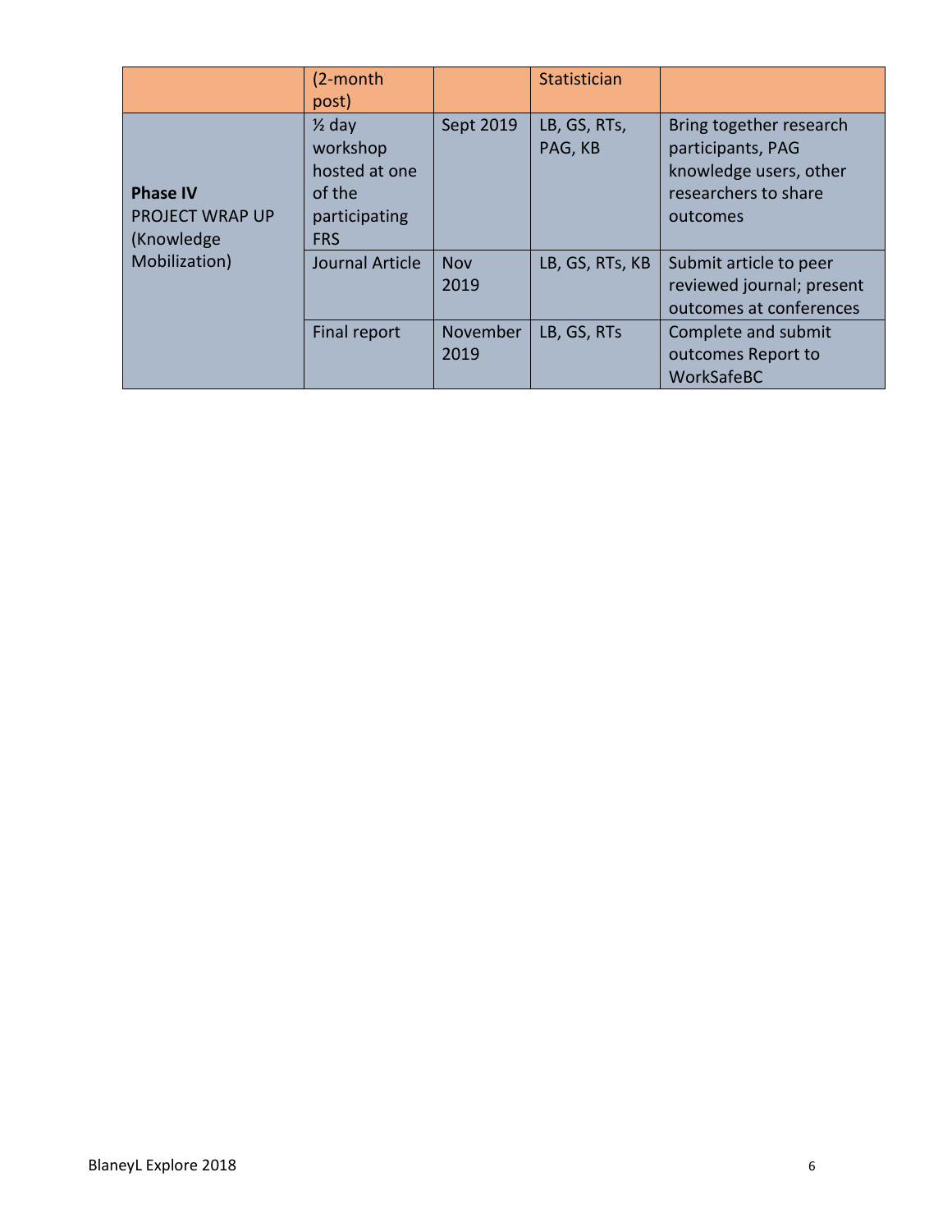| | | | | |
|---|---|---|---|---|
| | (2-month post) | | Statistician | |
| **Phase IV** PROJECT WRAP UP (Knowledge Mobilization) | ½ day workshop hosted at one of the participating FRS | Sept 2019 | LB, GS, RTs, PAG, KB | Bring together research participants, PAG knowledge users, other researchers to share outcomes |
| | Journal Article | Nov 2019 | LB, GS, RTs, KB | Submit article to peer reviewed journal; present outcomes at conferences |
| | Final report | November 2019 | LB, GS, RTs | Complete and submit outcomes Report to WorkSafeBC |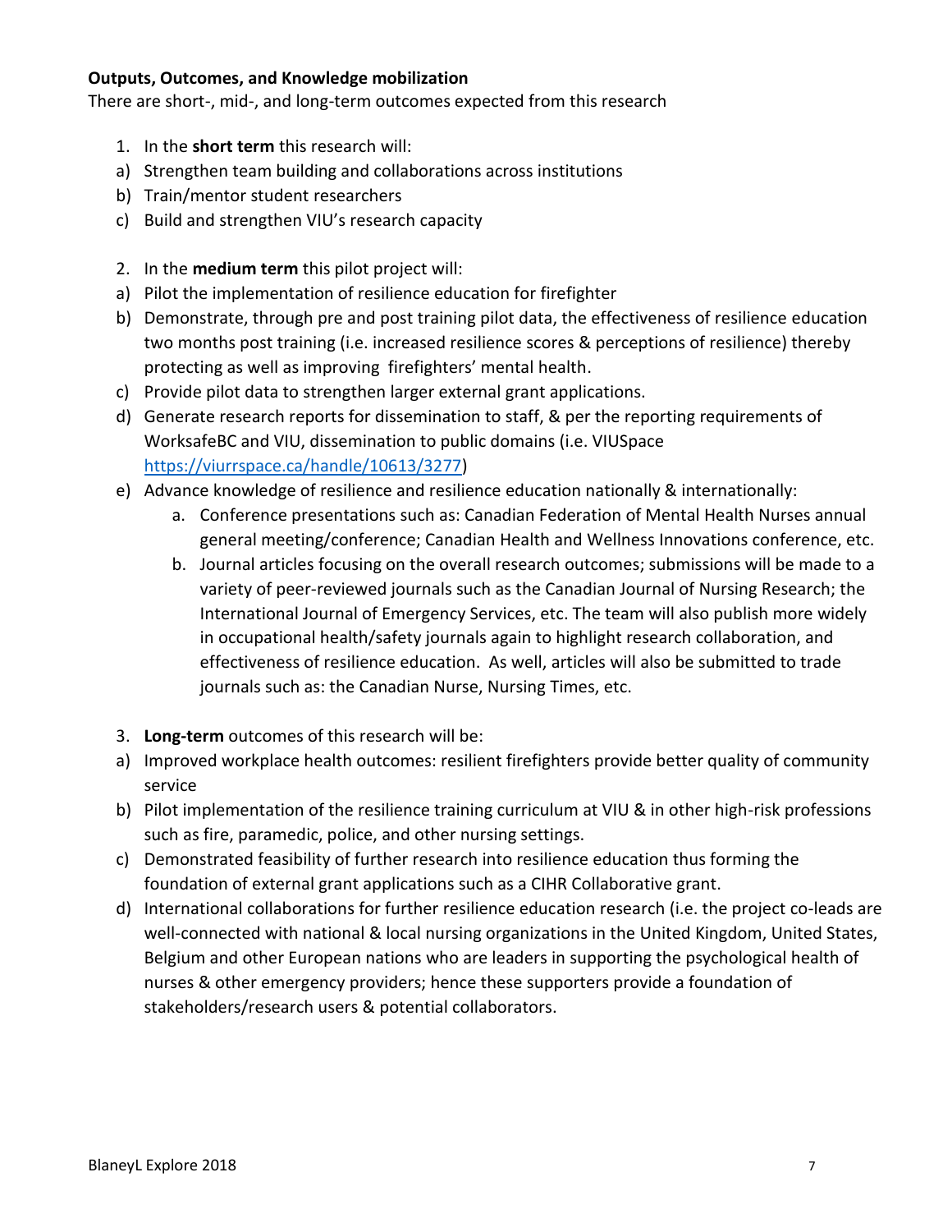**Outputs, Outcomes, and Knowledge mobilization**

There are short-, mid-, and long-term outcomes expected from this research

1. In the **short term** this research will:

a) Strengthen team building and collaborations across institutions
b) Train/mentor student researchers
c) Build and strengthen VIU's research capacity

2. In the **medium term** this pilot project will:

a) Pilot the implementation of resilience education for firefighter
b) Demonstrate, through pre and post training pilot data, the effectiveness of resilience education two months post training (i.e. increased resilience scores & perceptions of resilience) thereby protecting as well as improving firefighters' mental health.
c) Provide pilot data to strengthen larger external grant applications.
d) Generate research reports for dissemination to staff, & per the reporting requirements of WorksafeBC and VIU, dissemination to public domains (i.e. VIUSpace [https://viurrspace.ca/handle/10613/3277](https://viurrspace.ca/handle/10613/3277))
e) Advance knowledge of resilience and resilience education nationally & internationally:
   a. Conference presentations such as: Canadian Federation of Mental Health Nurses annual general meeting/conference; Canadian Health and Wellness Innovations conference, etc.
   b. Journal articles focusing on the overall research outcomes; submissions will be made to a variety of peer-reviewed journals such as the Canadian Journal of Nursing Research; the International Journal of Emergency Services, etc. The team will also publish more widely in occupational health/safety journals again to highlight research collaboration, and effectiveness of resilience education. As well, articles will also be submitted to trade journals such as: the Canadian Nurse, Nursing Times, etc.

3. **Long-term** outcomes of this research will be:

a) Improved workplace health outcomes: resilient firefighters provide better quality of community service
b) Pilot implementation of the resilience training curriculum at VIU & in other high-risk professions such as fire, paramedic, police, and other nursing settings.
c) Demonstrated feasibility of further research into resilience education thus forming the foundation of external grant applications such as a CIHR Collaborative grant.
d) International collaborations for further resilience education research (i.e. the project co-leads are well-connected with national & local nursing organizations in the United Kingdom, United States, Belgium and other European nations who are leaders in supporting the psychological health of nurses & other emergency providers; hence these supporters provide a foundation of stakeholders/research users & potential collaborators.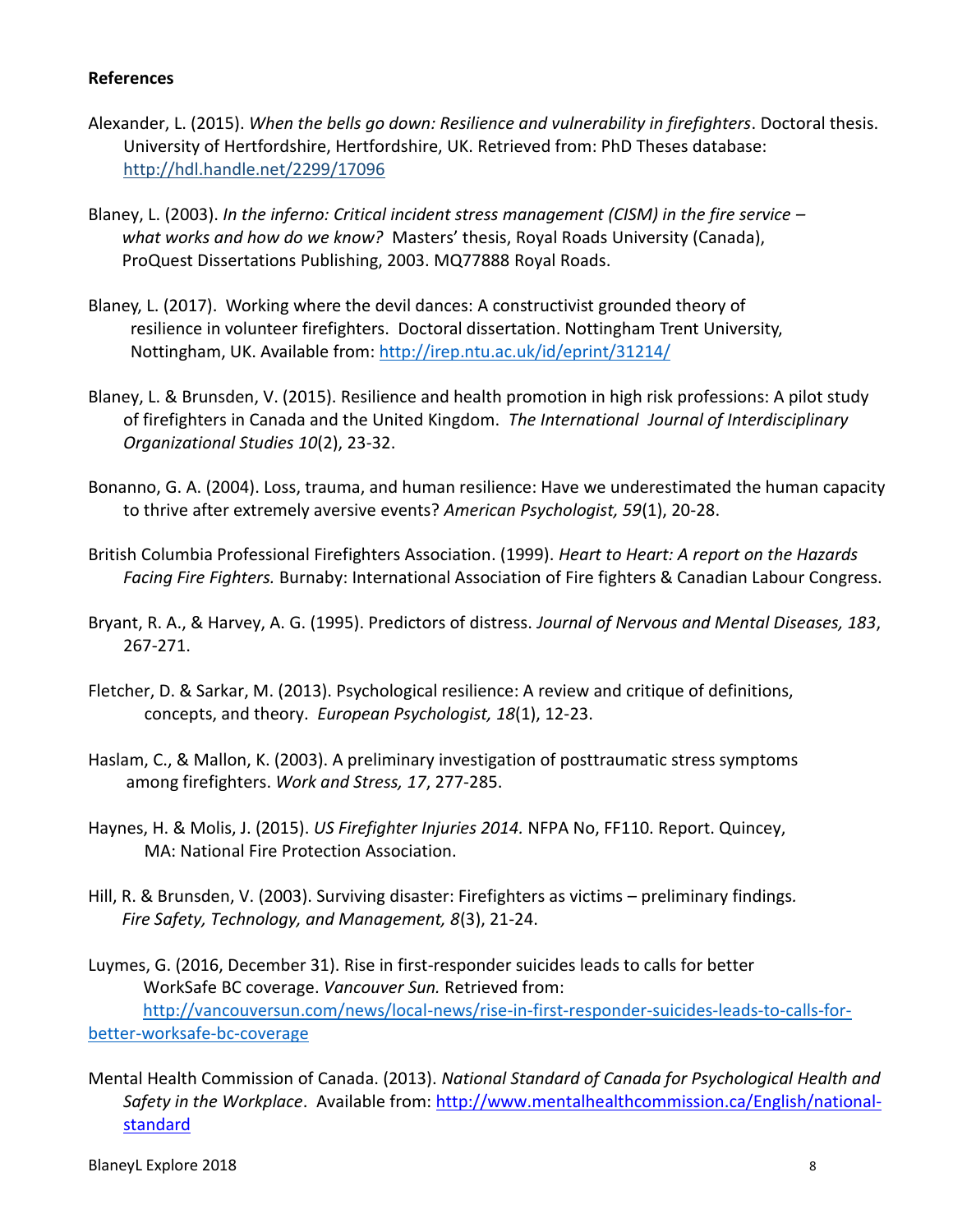**References**

Alexander, L. (2015). *When the bells go down: Resilience and vulnerability in firefighters*. Doctoral thesis. University of Hertfordshire, Hertfordshire, UK. Retrieved from: PhD Theses database: http://hdl.handle.net/2299/17096

Blaney, L. (2003). *In the inferno: Critical incident stress management (CISM) in the fire service – what works and how do we know?* Masters' thesis, Royal Roads University (Canada), ProQuest Dissertations Publishing, 2003. MQ77888 Royal Roads.

Blaney, L. (2017). Working where the devil dances: A constructivist grounded theory of resilience in volunteer firefighters. Doctoral dissertation. Nottingham Trent University, Nottingham, UK. Available from: http://irep.ntu.ac.uk/id/eprint/31214/

Blaney, L. & Brunsden, V. (2015). Resilience and health promotion in high risk professions: A pilot study of firefighters in Canada and the United Kingdom. *The International Journal of Interdisciplinary Organizational Studies 10*(2), 23-32.

Bonanno, G. A. (2004). Loss, trauma, and human resilience: Have we underestimated the human capacity to thrive after extremely aversive events? *American Psychologist, 59*(1), 20-28.

British Columbia Professional Firefighters Association. (1999). *Heart to Heart: A report on the Hazards Facing Fire Fighters.* Burnaby: International Association of Fire fighters & Canadian Labour Congress.

Bryant, R. A., & Harvey, A. G. (1995). Predictors of distress. *Journal of Nervous and Mental Diseases, 183*, 267-271.

Fletcher, D. & Sarkar, M. (2013). Psychological resilience: A review and critique of definitions, concepts, and theory. *European Psychologist, 18*(1), 12-23.

Haslam, C., & Mallon, K. (2003). A preliminary investigation of posttraumatic stress symptoms among firefighters. *Work and Stress, 17*, 277-285.

Haynes, H. & Molis, J. (2015). *US Firefighter Injuries 2014.* NFPA No, FF110. Report. Quincey, MA: National Fire Protection Association.

Hill, R. & Brunsden, V. (2003). Surviving disaster: Firefighters as victims – preliminary findings. *Fire Safety, Technology, and Management, 8*(3), 21-24.

Luymes, G. (2016, December 31). Rise in first-responder suicides leads to calls for better WorkSafe BC coverage. *Vancouver Sun.* Retrieved from: http://vancouversun.com/news/local-news/rise-in-first-responder-suicides-leads-to-calls-for-better-worksafe-bc-coverage

Mental Health Commission of Canada. (2013). *National Standard of Canada for Psychological Health and Safety in the Workplace*. Available from: http://www.mentalhealthcommission.ca/English/national-standard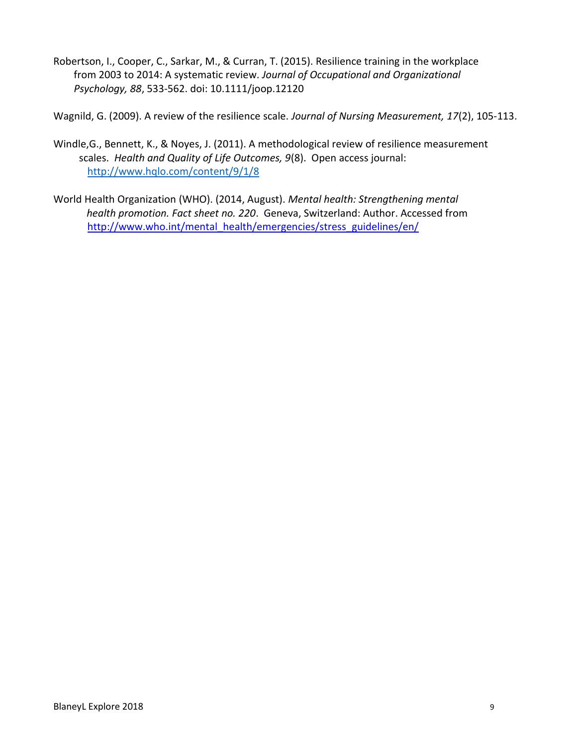Robertson, I., Cooper, C., Sarkar, M., & Curran, T. (2015). Resilience training in the workplace from 2003 to 2014: A systematic review. *Journal of Occupational and Organizational Psychology, 88*, 533-562. doi: 10.1111/joop.12120

Wagnild, G. (2009). A review of the resilience scale. *Journal of Nursing Measurement, 17*(2), 105-113.

Windle,G., Bennett, K., & Noyes, J. (2011). A methodological review of resilience measurement scales. *Health and Quality of Life Outcomes, 9*(8). Open access journal: http://www.hqlo.com/content/9/1/8

World Health Organization (WHO). (2014, August). *Mental health: Strengthening mental health promotion. Fact sheet no. 220*. Geneva, Switzerland: Author. Accessed from http://www.who.int/mental_health/emergencies/stress_guidelines/en/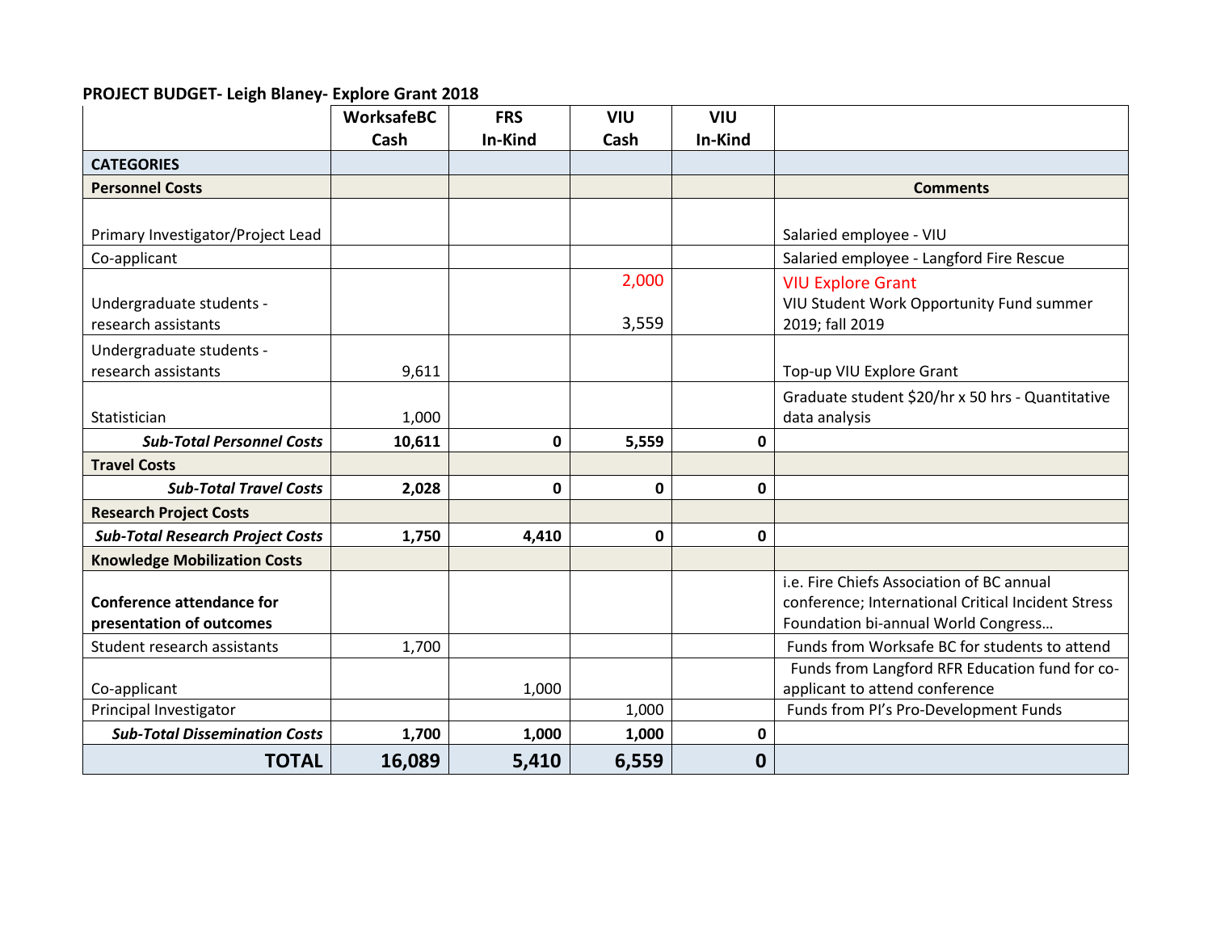**PROJECT BUDGET- Leigh Blaney- Explore Grant 2018**

| | WorksafeBC Cash | FRS In-Kind | VIU Cash | VIU In-Kind | |
|---|---|---|---|---|---|
| **CATEGORIES** | | | | | |
| **Personnel Costs** | | | | | **Comments** |
| Primary Investigator/Project Lead | | | | | Salaried employee - VIU |
| Co-applicant | | | | | Salaried employee - Langford Fire Rescue |
| Undergraduate students - research assistants | | | 2,000<br>3,559 | | VIU Explore Grant<br>VIU Student Work Opportunity Fund summer 2019; fall 2019 |
| Undergraduate students - research assistants | 9,611 | | | | Top-up VIU Explore Grant |
| Statistician | 1,000 | | | | Graduate student $20/hr x 50 hrs - Quantitative data analysis |
| ***Sub-Total Personnel Costs*** | **10,611** | **0** | **5,559** | **0** | |
| **Travel Costs** | | | | | |
| ***Sub-Total Travel Costs*** | **2,028** | **0** | **0** | **0** | |
| **Research Project Costs** | | | | | |
| ***Sub-Total Research Project Costs*** | **1,750** | **4,410** | **0** | **0** | |
| **Knowledge Mobilization Costs** | | | | | |
| **Conference attendance for presentation of outcomes** | | | | | i.e. Fire Chiefs Association of BC annual conference; International Critical Incident Stress Foundation bi-annual World Congress… |
| Student research assistants | 1,700 | | | | Funds from Worksafe BC for students to attend |
| Co-applicant | | 1,000 | | | Funds from Langford RFR Education fund for co-applicant to attend conference |
| Principal Investigator | | | 1,000 | | Funds from PI's Pro-Development Funds |
| ***Sub-Total Dissemination Costs*** | **1,700** | **1,000** | **1,000** | **0** | |
| **TOTAL** | **16,089** | **5,410** | **6,559** | **0** | |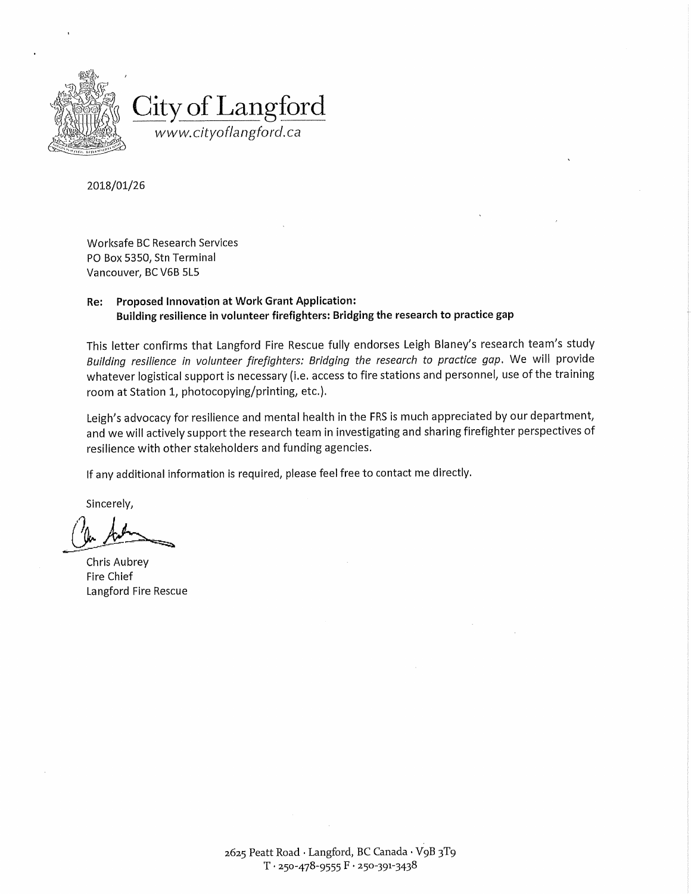City of Langford
*www.cityoflangford.ca*

2018/01/26

Worksafe BC Research Services
PO Box 5350, Stn Terminal
Vancouver, BC V6B 5L5

**Re: Proposed Innovation at Work Grant Application:**
**Building resilience in volunteer firefighters: Bridging the research to practice gap**

This letter confirms that Langford Fire Rescue fully endorses Leigh Blaney's research team's study *Building resilience in volunteer firefighters: Bridging the research to practice gap*. We will provide whatever logistical support is necessary (i.e. access to fire stations and personnel, use of the training room at Station 1, photocopying/printing, etc.).

Leigh's advocacy for resilience and mental health in the FRS is much appreciated by our department, and we will actively support the research team in investigating and sharing firefighter perspectives of resilience with other stakeholders and funding agencies.

If any additional information is required, please feel free to contact me directly.

Sincerely,

Chris Aubrey
Fire Chief
Langford Fire Rescue

2625 Peatt Road · Langford, BC Canada · V9B 3T9
T · 250-478-9555 F · 250-391-3438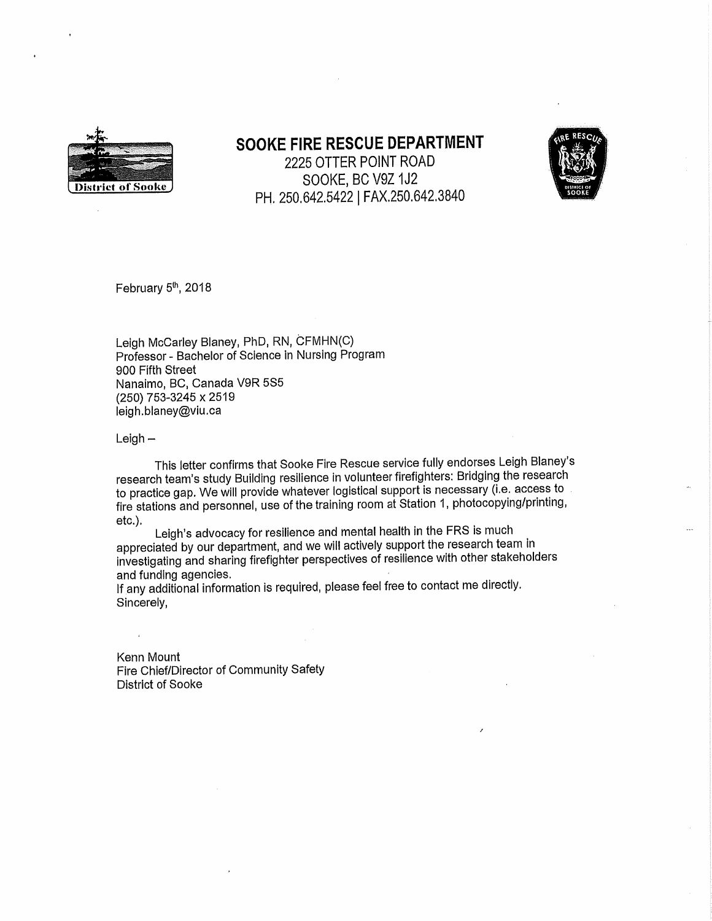# SOOKE FIRE RESCUE DEPARTMENT

2225 OTTER POINT ROAD
SOOKE, BC V9Z 1J2
PH. 250.642.5422 | FAX.250.642.3840

February 5th, 2018

Leigh McCarley Blaney, PhD, RN, CFMHN(C)
Professor - Bachelor of Science in Nursing Program
900 Fifth Street
Nanaimo, BC, Canada V9R 5S5
(250) 753-3245 x 2519
leigh.blaney@viu.ca

Leigh –

This letter confirms that Sooke Fire Rescue service fully endorses Leigh Blaney's research team's study Building resilience in volunteer firefighters: Bridging the research to practice gap. We will provide whatever logistical support is necessary (i.e. access to fire stations and personnel, use of the training room at Station 1, photocopying/printing, etc.).

Leigh's advocacy for resilience and mental health in the FRS is much appreciated by our department, and we will actively support the research team in investigating and sharing firefighter perspectives of resilience with other stakeholders and funding agencies.

If any additional information is required, please feel free to contact me directly.

Sincerely,

Kenn Mount
Fire Chief/Director of Community Safety
District of Sooke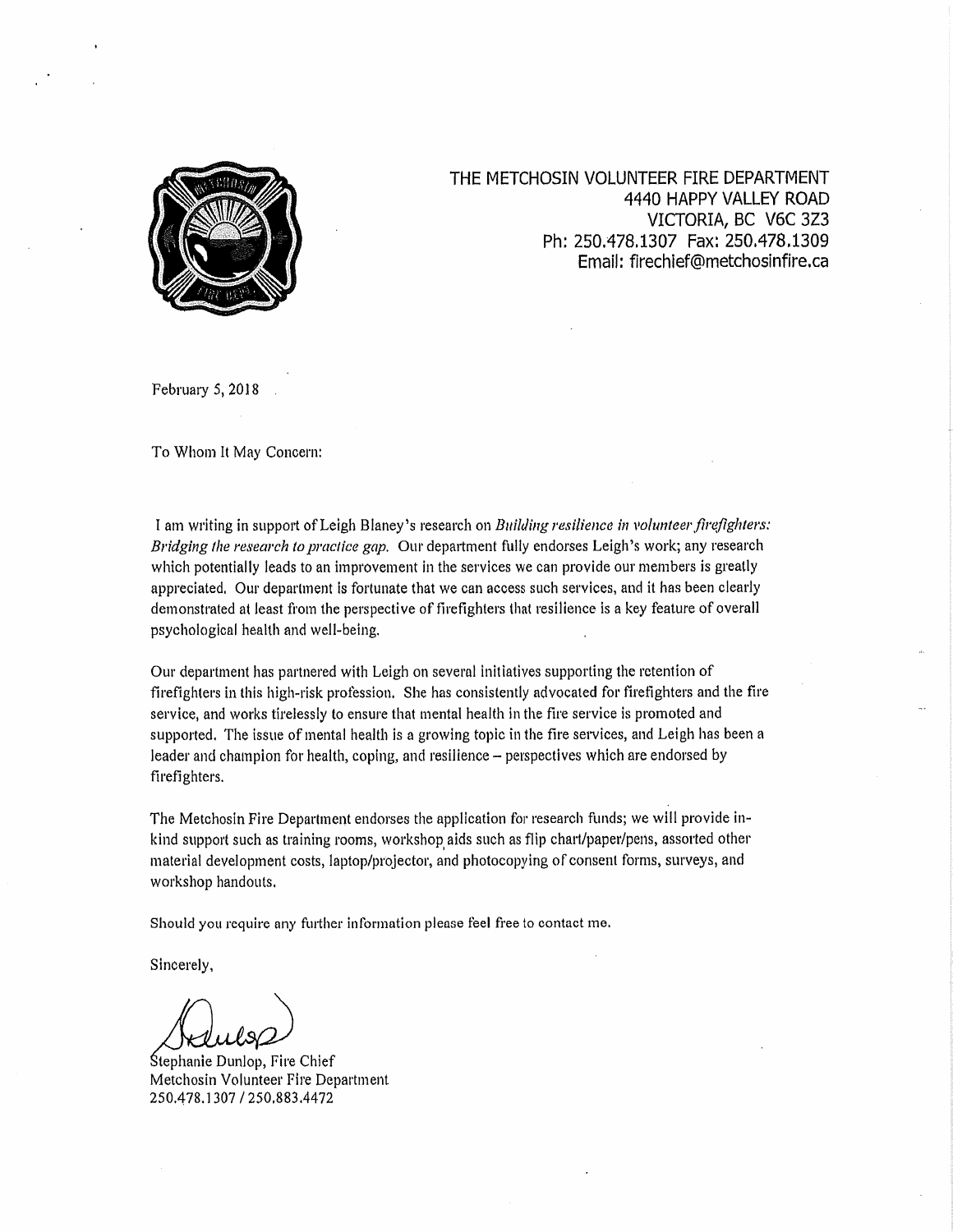THE METCHOSIN VOLUNTEER FIRE DEPARTMENT
4440 HAPPY VALLEY ROAD
VICTORIA, BC V6C 3Z3
Ph: 250.478.1307 Fax: 250.478.1309
Email: firechief@metchosinfire.ca

February 5, 2018

To Whom It May Concern:

I am writing in support of Leigh Blaney's research on *Building resilience in volunteer firefighters: Bridging the research to practice gap.* Our department fully endorses Leigh's work; any research which potentially leads to an improvement in the services we can provide our members is greatly appreciated. Our department is fortunate that we can access such services, and it has been clearly demonstrated at least from the perspective of firefighters that resilience is a key feature of overall psychological health and well-being.

Our department has partnered with Leigh on several initiatives supporting the retention of firefighters in this high-risk profession. She has consistently advocated for firefighters and the fire service, and works tirelessly to ensure that mental health in the fire service is promoted and supported. The issue of mental health is a growing topic in the fire services, and Leigh has been a leader and champion for health, coping, and resilience – perspectives which are endorsed by firefighters.

The Metchosin Fire Department endorses the application for research funds; we will provide in-kind support such as training rooms, workshop aids such as flip chart/paper/pens, assorted other material development costs, laptop/projector, and photocopying of consent forms, surveys, and workshop handouts.

Should you require any further information please feel free to contact me.

Sincerely,

Stephanie Dunlop, Fire Chief
Metchosin Volunteer Fire Department
250.478.1307 / 250.883.4472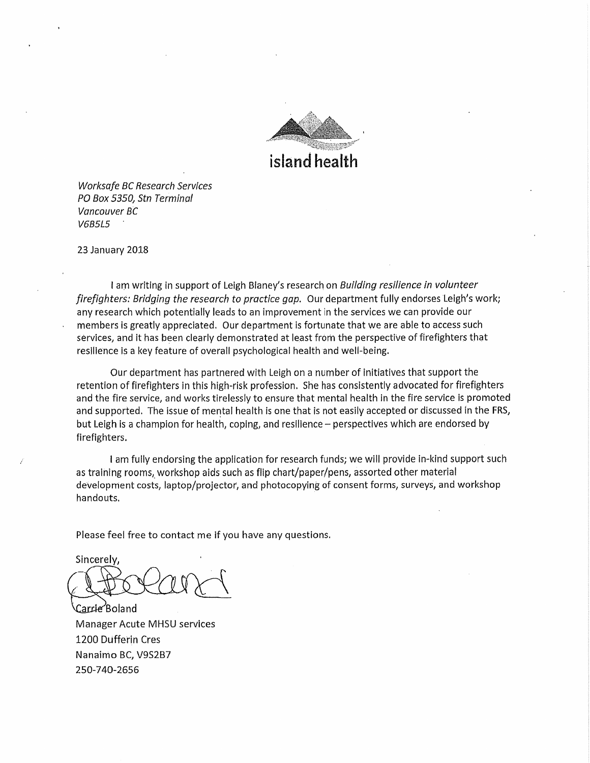island health

*Worksafe BC Research Services*
*PO Box 5350, Stn Terminal*
*Vancouver BC*
*V6B5L5*

23 January 2018

I am writing in support of Leigh Blaney's research on *Building resilience in volunteer firefighters: Bridging the research to practice gap.* Our department fully endorses Leigh's work; any research which potentially leads to an improvement in the services we can provide our members is greatly appreciated. Our department is fortunate that we are able to access such services, and it has been clearly demonstrated at least from the perspective of firefighters that resilience is a key feature of overall psychological health and well-being.

Our department has partnered with Leigh on a number of initiatives that support the retention of firefighters in this high-risk profession. She has consistently advocated for firefighters and the fire service, and works tirelessly to ensure that mental health in the fire service is promoted and supported. The issue of mental health is one that is not easily accepted or discussed in the FRS, but Leigh is a champion for health, coping, and resilience – perspectives which are endorsed by firefighters.

I am fully endorsing the application for research funds; we will provide in-kind support such as training rooms, workshop aids such as flip chart/paper/pens, assorted other material development costs, laptop/projector, and photocopying of consent forms, surveys, and workshop handouts.

Please feel free to contact me if you have any questions.

Sincerely,

Carrie Boland
Manager Acute MHSU services
1200 Dufferin Cres
Nanaimo BC, V9S2B7
250-740-2656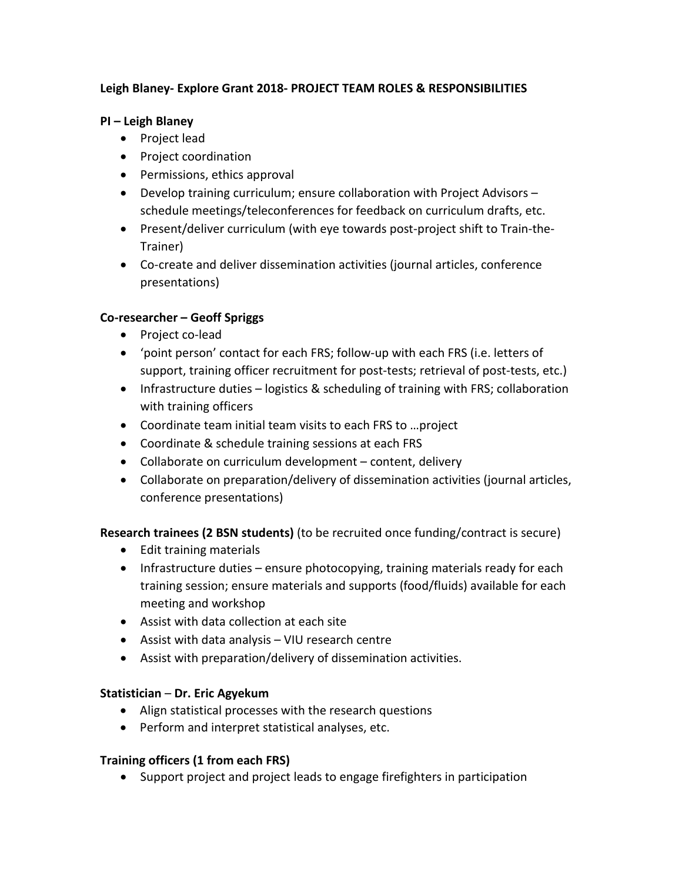**Leigh Blaney- Explore Grant 2018- PROJECT TEAM ROLES & RESPONSIBILITIES**

**PI – Leigh Blaney**

- Project lead
- Project coordination
- Permissions, ethics approval
- Develop training curriculum; ensure collaboration with Project Advisors – schedule meetings/teleconferences for feedback on curriculum drafts, etc.
- Present/deliver curriculum (with eye towards post-project shift to Train-the-Trainer)
- Co-create and deliver dissemination activities (journal articles, conference presentations)

**Co-researcher – Geoff Spriggs**

- Project co-lead
- 'point person' contact for each FRS; follow-up with each FRS (i.e. letters of support, training officer recruitment for post-tests; retrieval of post-tests, etc.)
- Infrastructure duties – logistics & scheduling of training with FRS; collaboration with training officers
- Coordinate team initial team visits to each FRS to …project
- Coordinate & schedule training sessions at each FRS
- Collaborate on curriculum development – content, delivery
- Collaborate on preparation/delivery of dissemination activities (journal articles, conference presentations)

**Research trainees (2 BSN students)** (to be recruited once funding/contract is secure)

- Edit training materials
- Infrastructure duties – ensure photocopying, training materials ready for each training session; ensure materials and supports (food/fluids) available for each meeting and workshop
- Assist with data collection at each site
- Assist with data analysis – VIU research centre
- Assist with preparation/delivery of dissemination activities.

**Statistician** – **Dr. Eric Agyekum**

- Align statistical processes with the research questions
- Perform and interpret statistical analyses, etc.

**Training officers (1 from each FRS)**

- Support project and project leads to engage firefighters in participation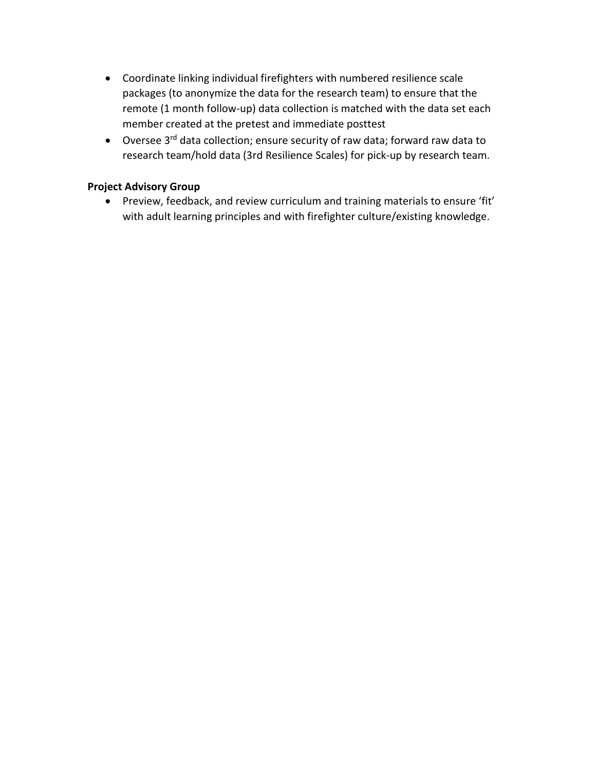- Coordinate linking individual firefighters with numbered resilience scale packages (to anonymize the data for the research team) to ensure that the remote (1 month follow-up) data collection is matched with the data set each member created at the pretest and immediate posttest
- Oversee 3rd data collection; ensure security of raw data; forward raw data to research team/hold data (3rd Resilience Scales) for pick-up by research team.

**Project Advisory Group**

- Preview, feedback, and review curriculum and training materials to ensure 'fit' with adult learning principles and with firefighter culture/existing knowledge.